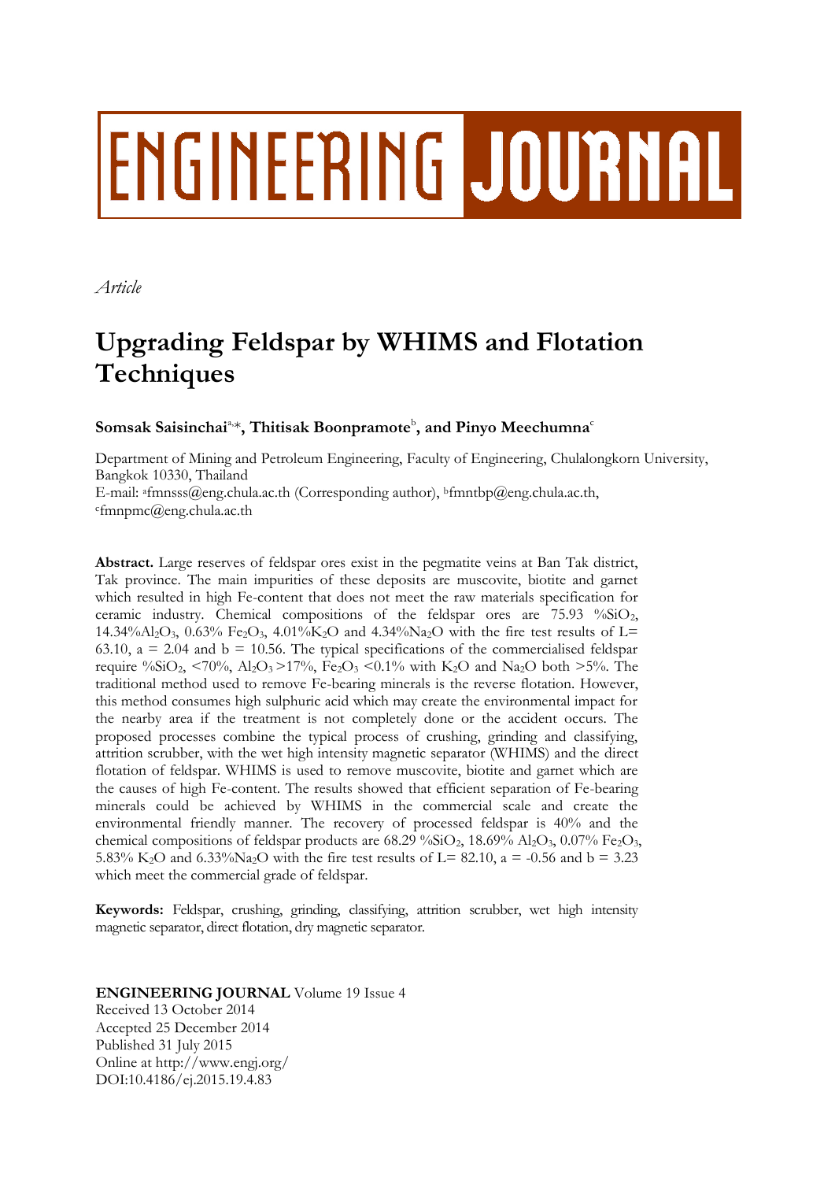# ENGINEERING JOURNAL

*Article*

# Upgrading Feldspar by WHIMS and Flotation Techniques

**Somsak Saisinchai**[a,*]**, Thitisak Boonpramote**[b]**, and Pinyo Meechumna**[c]

Department of Mining and Petroleum Engineering, Faculty of Engineering, Chulalongkorn University, Bangkok 10330, Thailand

E-mail: [a]fmnsss@eng.chula.ac.th (Corresponding author), [b]fmntbp@eng.chula.ac.th, [c]fmnpmc@eng.chula.ac.th

**Abstract.** Large reserves of feldspar ores exist in the pegmatite veins at Ban Tak district, Tak province. The main impurities of these deposits are muscovite, biotite and garnet which resulted in high Fe-content that does not meet the raw materials specification for ceramic industry. Chemical compositions of the feldspar ores are 75.93 %$SiO_2$, 14.34%$Al_2O_3$, 0.63% $Fe_2O_3$, 4.01%$K_2O$ and 4.34%$Na_2O$ with the fire test results of L= 63.10, a = 2.04 and b = 10.56. The typical specifications of the commercialised feldspar require %$SiO_2$, <70%, $Al_2O_3$ >17%, $Fe_2O_3$ <0.1% with $K_2O$ and $Na_2O$ both >5%. The traditional method used to remove Fe-bearing minerals is the reverse flotation. However, this method consumes high sulphuric acid which may create the environmental impact for the nearby area if the treatment is not completely done or the accident occurs. The proposed processes combine the typical process of crushing, grinding and classifying, attrition scrubber, with the wet high intensity magnetic separator (WHIMS) and the direct flotation of feldspar. WHIMS is used to remove muscovite, biotite and garnet which are the causes of high Fe-content. The results showed that efficient separation of Fe-bearing minerals could be achieved by WHIMS in the commercial scale and create the environmental friendly manner. The recovery of processed feldspar is 40% and the chemical compositions of feldspar products are 68.29 %$SiO_2$, 18.69% $Al_2O_3$, 0.07% $Fe_2O_3$, 5.83% $K_2O$ and 6.33%$Na_2O$ with the fire test results of L= 82.10, a = -0.56 and b = 3.23 which meet the commercial grade of feldspar.

**Keywords:** Feldspar, crushing, grinding, classifying, attrition scrubber, wet high intensity magnetic separator, direct flotation, dry magnetic separator.

**ENGINEERING JOURNAL** Volume 19 Issue 4
Received 13 October 2014
Accepted 25 December 2014
Published 31 July 2015
Online at http://www.engj.org/
DOI:10.4186/ej.2015.19.4.83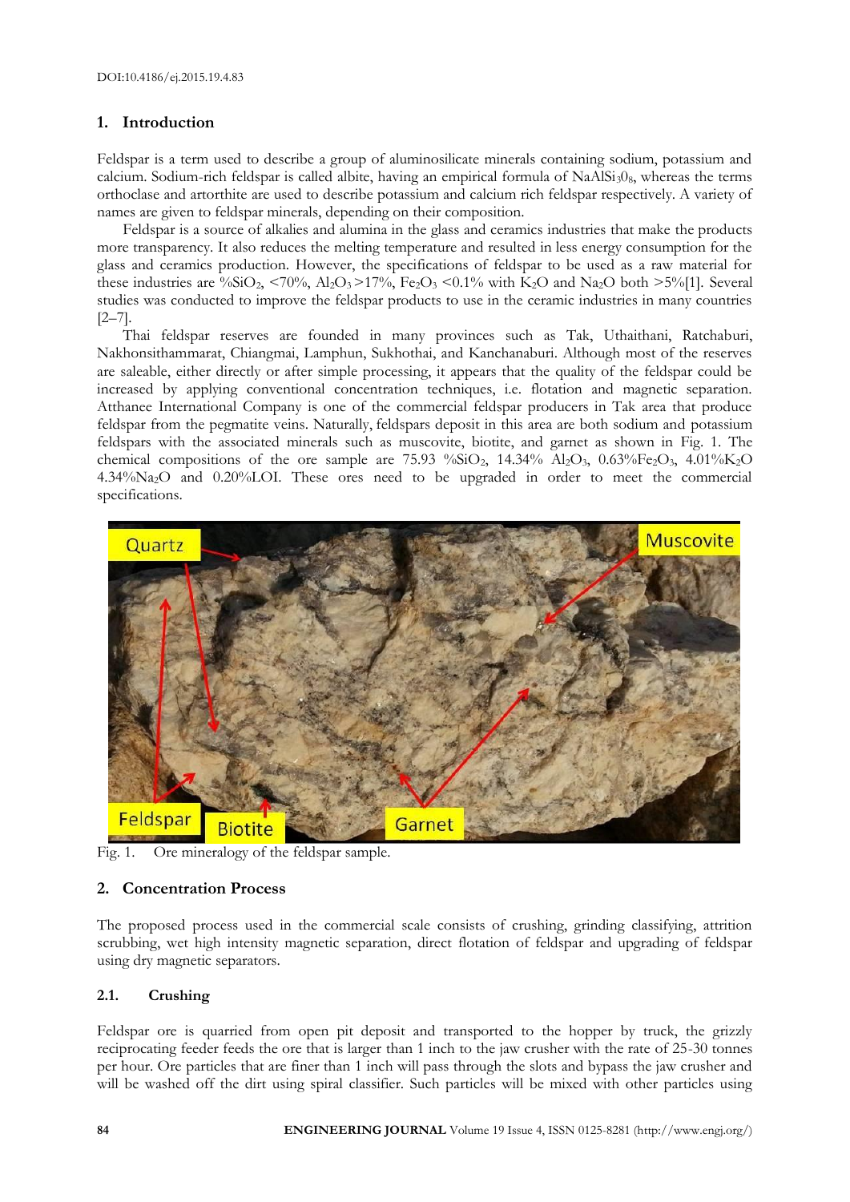DOI:10.4186/ej.2015.19.4.83

## 1. Introduction

Feldspar is a term used to describe a group of aluminosilicate minerals containing sodium, potassium and calcium. Sodium-rich feldspar is called albite, having an empirical formula of $NaAlSi_3O_8$, whereas the terms orthoclase and artorthite are used to describe potassium and calcium rich feldspar respectively. A variety of names are given to feldspar minerals, depending on their composition.

Feldspar is a source of alkalies and alumina in the glass and ceramics industries that make the products more transparency. It also reduces the melting temperature and resulted in less energy consumption for the glass and ceramics production. However, the specifications of feldspar to be used as a raw material for these industries are %$SiO_2$, <70%, $Al_2O_3$ >17%, $Fe_2O_3$ <0.1% with $K_2O$ and $Na_2O$ both >5%[1]. Several studies was conducted to improve the feldspar products to use in the ceramic industries in many countries [2–7].

Thai feldspar reserves are founded in many provinces such as Tak, Uthaithani, Ratchaburi, Nakhonsithammarat, Chiangmai, Lamphun, Sukhothai, and Kanchanaburi. Although most of the reserves are saleable, either directly or after simple processing, it appears that the quality of the feldspar could be increased by applying conventional concentration techniques, i.e. flotation and magnetic separation. Atthanee International Company is one of the commercial feldspar producers in Tak area that produce feldspar from the pegmatite veins. Naturally, feldspars deposit in this area are both sodium and potassium feldspars with the associated minerals such as muscovite, biotite, and garnet as shown in Fig. 1. The chemical compositions of the ore sample are 75.93 %$SiO_2$, 14.34% $Al_2O_3$, 0.63%$Fe_2O_3$, 4.01%$K_2O$ 4.34%$Na_2O$ and 0.20%LOI. These ores need to be upgraded in order to meet the commercial specifications.

Fig. 1. Ore mineralogy of the feldspar sample.

## 2. Concentration Process

The proposed process used in the commercial scale consists of crushing, grinding classifying, attrition scrubbing, wet high intensity magnetic separation, direct flotation of feldspar and upgrading of feldspar using dry magnetic separators.

### 2.1. Crushing

Feldspar ore is quarried from open pit deposit and transported to the hopper by truck, the grizzly reciprocating feeder feeds the ore that is larger than 1 inch to the jaw crusher with the rate of 25-30 tonnes per hour. Ore particles that are finer than 1 inch will pass through the slots and bypass the jaw crusher and will be washed off the dirt using spiral classifier. Such particles will be mixed with other particles using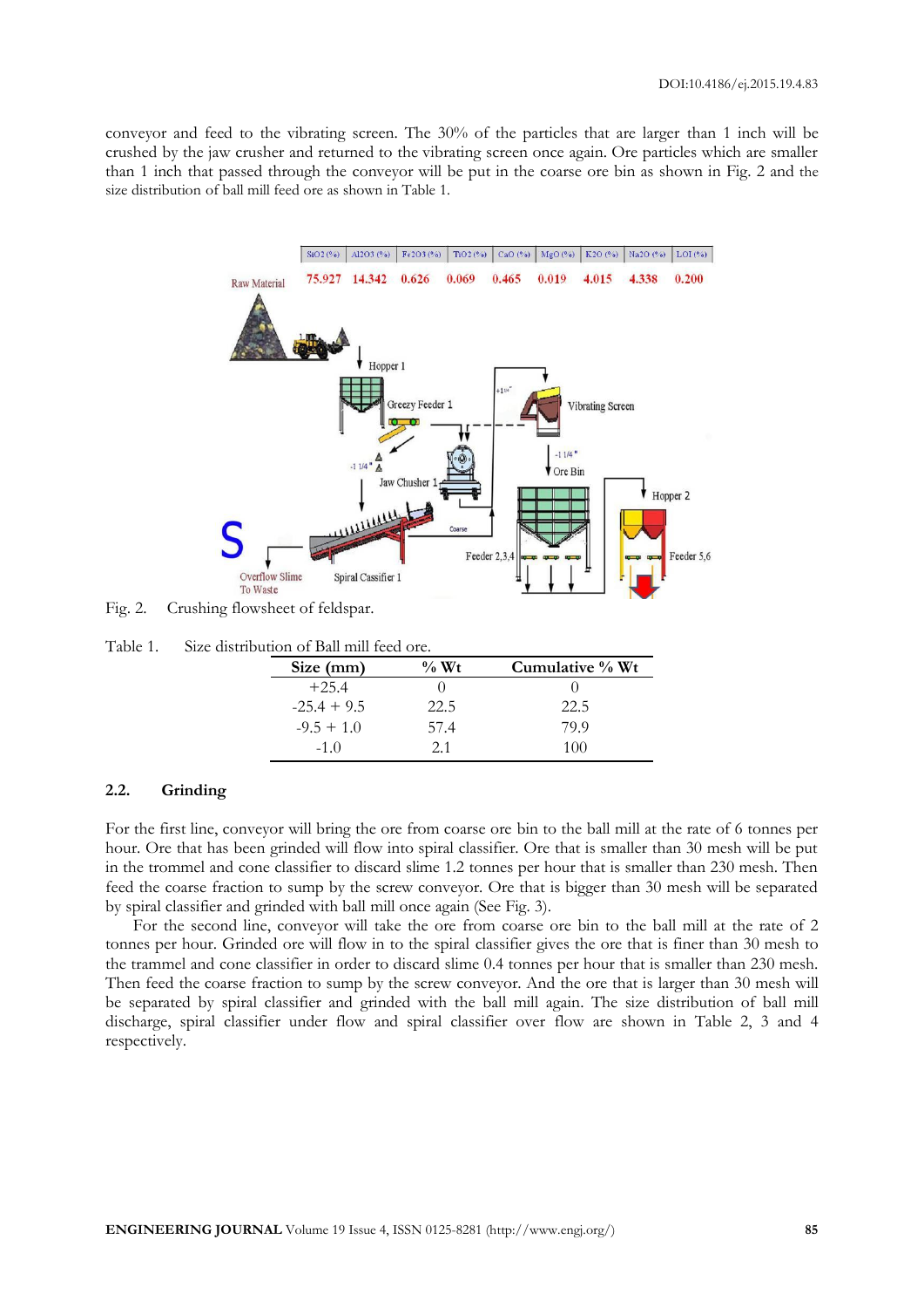conveyor and feed to the vibrating screen. The 30% of the particles that are larger than 1 inch will be crushed by the jaw crusher and returned to the vibrating screen once again. Ore particles which are smaller than 1 inch that passed through the conveyor will be put in the coarse ore bin as shown in Fig. 2 and the size distribution of ball mill feed ore as shown in Table 1.

Fig. 2. Crushing flowsheet of feldspar.

Table 1. Size distribution of Ball mill feed ore.

| Size (mm) | % Wt | Cumulative % Wt |
|---|---|---|
| +25.4 | 0 | 0 |
| -25.4 + 9.5 | 22.5 | 22.5 |
| -9.5 + 1.0 | 57.4 | 79.9 |
| -1.0 | 2.1 | 100 |

## 2.2. Grinding

For the first line, conveyor will bring the ore from coarse ore bin to the ball mill at the rate of 6 tonnes per hour. Ore that has been grinded will flow into spiral classifier. Ore that is smaller than 30 mesh will be put in the trommel and cone classifier to discard slime 1.2 tonnes per hour that is smaller than 230 mesh. Then feed the coarse fraction to sump by the screw conveyor. Ore that is bigger than 30 mesh will be separated by spiral classifier and grinded with ball mill once again (See Fig. 3).

For the second line, conveyor will take the ore from coarse ore bin to the ball mill at the rate of 2 tonnes per hour. Grinded ore will flow in to the spiral classifier gives the ore that is finer than 30 mesh to the trammel and cone classifier in order to discard slime 0.4 tonnes per hour that is smaller than 230 mesh. Then feed the coarse fraction to sump by the screw conveyor. And the ore that is larger than 30 mesh will be separated by spiral classifier and grinded with the ball mill again. The size distribution of ball mill discharge, spiral classifier under flow and spiral classifier over flow are shown in Table 2, 3 and 4 respectively.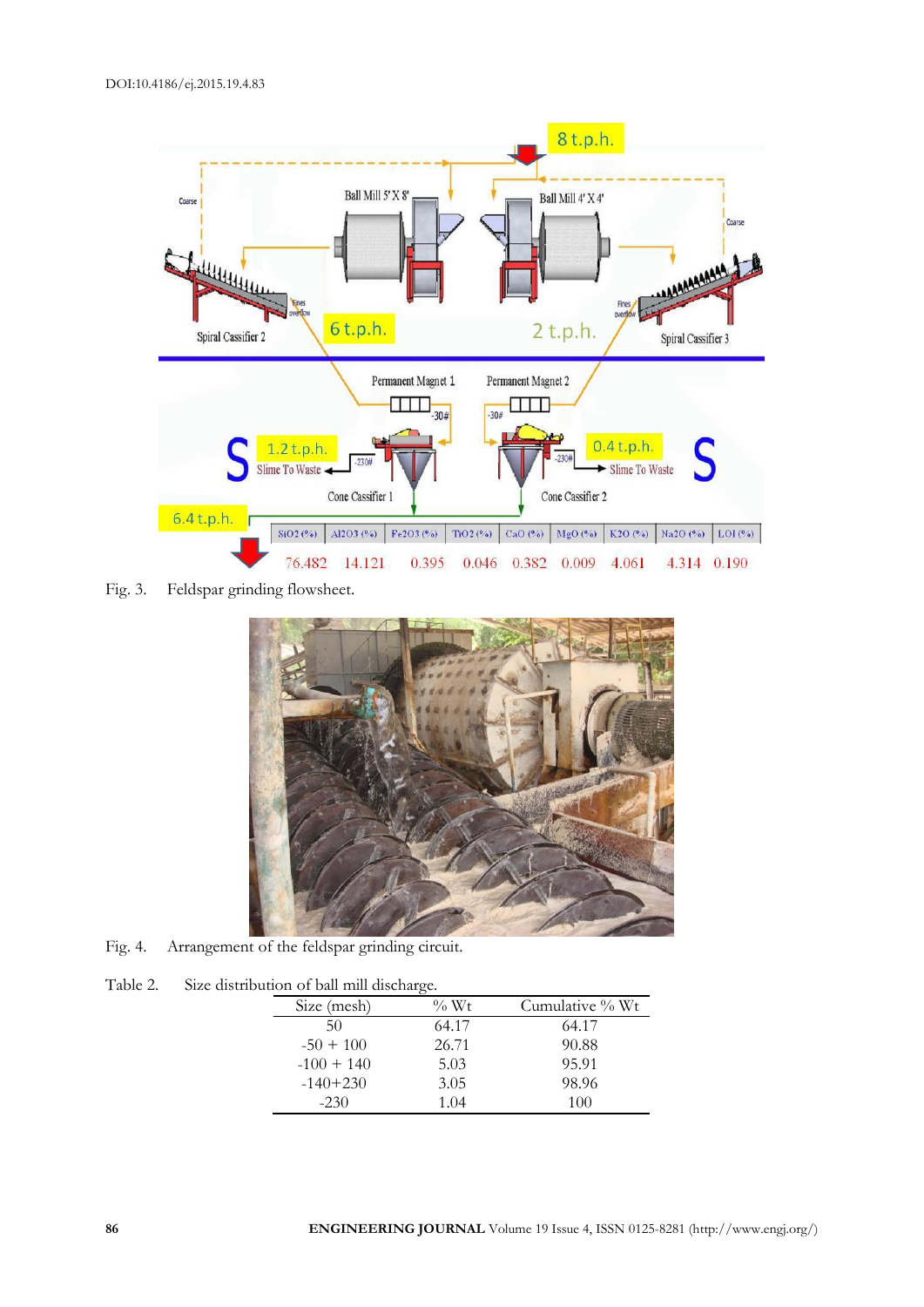Fig. 3. Feldspar grinding flowsheet.

Fig. 4. Arrangement of the feldspar grinding circuit.

Table 2. Size distribution of ball mill discharge.

| Size (mesh) | % Wt | Cumulative % Wt |
|---|---|---|
| 50 | 64.17 | 64.17 |
| -50 + 100 | 26.71 | 90.88 |
| -100 + 140 | 5.03 | 95.91 |
| -140+230 | 3.05 | 98.96 |
| -230 | 1.04 | 100 |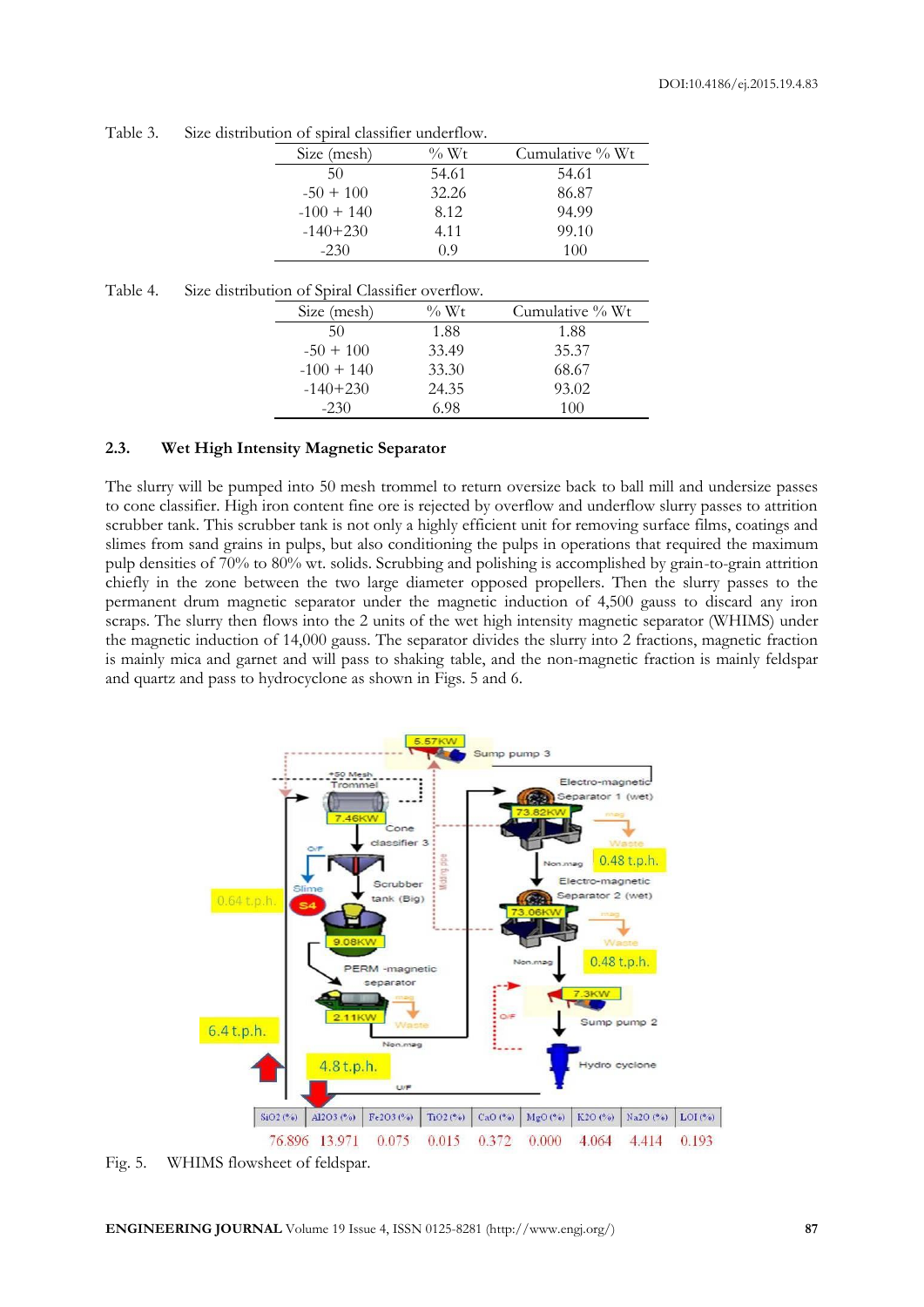Table 3. Size distribution of spiral classifier underflow.

| Size (mesh) | % Wt | Cumulative % Wt |
|---|---|---|
| 50 | 54.61 | 54.61 |
| -50 + 100 | 32.26 | 86.87 |
| -100 + 140 | 8.12 | 94.99 |
| -140+230 | 4.11 | 99.10 |
| -230 | 0.9 | 100 |

Table 4. Size distribution of Spiral Classifier overflow.

| Size (mesh) | % Wt | Cumulative % Wt |
|---|---|---|
| 50 | 1.88 | 1.88 |
| -50 + 100 | 33.49 | 35.37 |
| -100 + 140 | 33.30 | 68.67 |
| -140+230 | 24.35 | 93.02 |
| -230 | 6.98 | 100 |

## 2.3. Wet High Intensity Magnetic Separator

The slurry will be pumped into 50 mesh trommel to return oversize back to ball mill and undersize passes to cone classifier. High iron content fine ore is rejected by overflow and underflow slurry passes to attrition scrubber tank. This scrubber tank is not only a highly efficient unit for removing surface films, coatings and slimes from sand grains in pulps, but also conditioning the pulps in operations that required the maximum pulp densities of 70% to 80% wt. solids. Scrubbing and polishing is accomplished by grain-to-grain attrition chiefly in the zone between the two large diameter opposed propellers. Then the slurry passes to the permanent drum magnetic separator under the magnetic induction of 4,500 gauss to discard any iron scraps. The slurry then flows into the 2 units of the wet high intensity magnetic separator (WHIMS) under the magnetic induction of 14,000 gauss. The separator divides the slurry into 2 fractions, magnetic fraction is mainly mica and garnet and will pass to shaking table, and the non-magnetic fraction is mainly feldspar and quartz and pass to hydrocyclone as shown in Figs. 5 and 6.

| SiO2 (%) | Al2O3 (%) | Fe2O3 (%) | TiO2 (%) | CaO (%) | MgO (%) | K2O (%) | Na2O (%) | LOI (%) |
|---|---|---|---|---|---|---|---|---|
| 76.896 | 13.971 | 0.075 | 0.015 | 0.372 | 0.000 | 4.064 | 4.414 | 0.193 |

Fig. 5. WHIMS flowsheet of feldspar.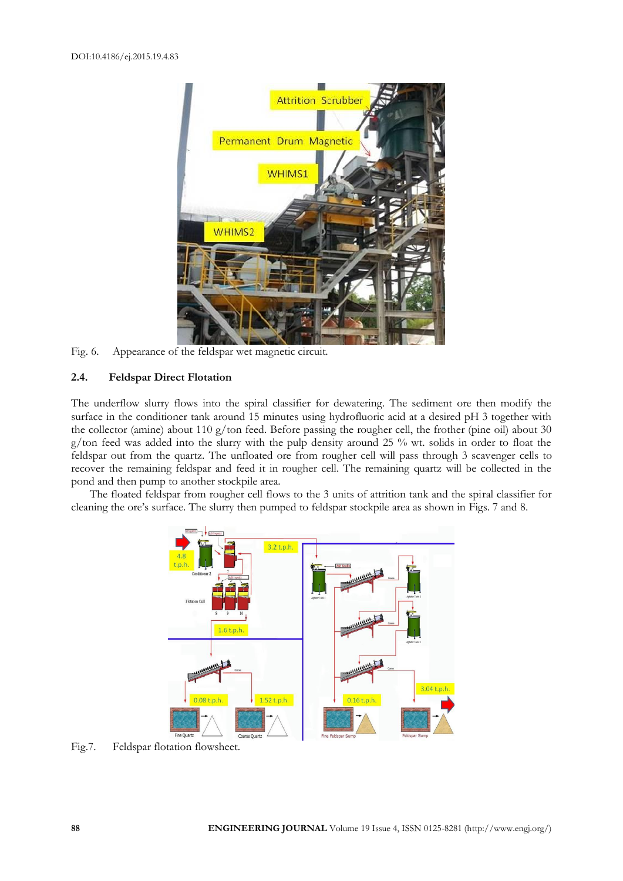Fig. 6. Appearance of the feldspar wet magnetic circuit.

### 2.4. Feldspar Direct Flotation

The underflow slurry flows into the spiral classifier for dewatering. The sediment ore then modify the surface in the conditioner tank around 15 minutes using hydrofluoric acid at a desired pH 3 together with the collector (amine) about 110 g/ton feed. Before passing the rougher cell, the frother (pine oil) about 30 g/ton feed was added into the slurry with the pulp density around 25 % wt. solids in order to float the feldspar out from the quartz. The unfloated ore from rougher cell will pass through 3 scavenger cells to recover the remaining feldspar and feed it in rougher cell. The remaining quartz will be collected in the pond and then pump to another stockpile area.

The floated feldspar from rougher cell flows to the 3 units of attrition tank and the spiral classifier for cleaning the ore's surface. The slurry then pumped to feldspar stockpile area as shown in Figs. 7 and 8.

Fig.7. Feldspar flotation flowsheet.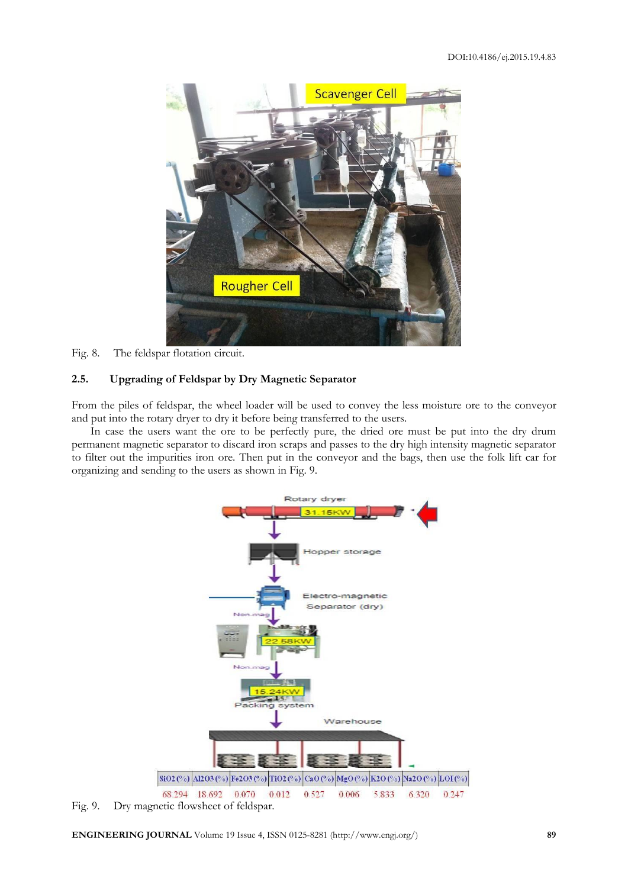Fig. 8. The feldspar flotation circuit.

### 2.5. Upgrading of Feldspar by Dry Magnetic Separator

From the piles of feldspar, the wheel loader will be used to convey the less moisture ore to the conveyor and put into the rotary dryer to dry it before being transferred to the users.

In case the users want the ore to be perfectly pure, the dried ore must be put into the dry drum permanent magnetic separator to discard iron scraps and passes to the dry high intensity magnetic separator to filter out the impurities iron ore. Then put in the conveyor and the bags, then use the folk lift car for organizing and sending to the users as shown in Fig. 9.

| $SiO_2$ (%) | $Al_2O_3$ (%) | $Fe_2O_3$ (%) | $TiO_2$ (%) | CaO (%) | MgO (%) | $K_2O$ (%) | $Na_2O$ (%) | LOI (%) |
|---|---|---|---|---|---|---|---|---|
| 68.294 | 18.692 | 0.070 | 0.012 | 0.527 | 0.006 | 5.833 | 6.320 | 0.247 |

Fig. 9. Dry magnetic flowsheet of feldspar.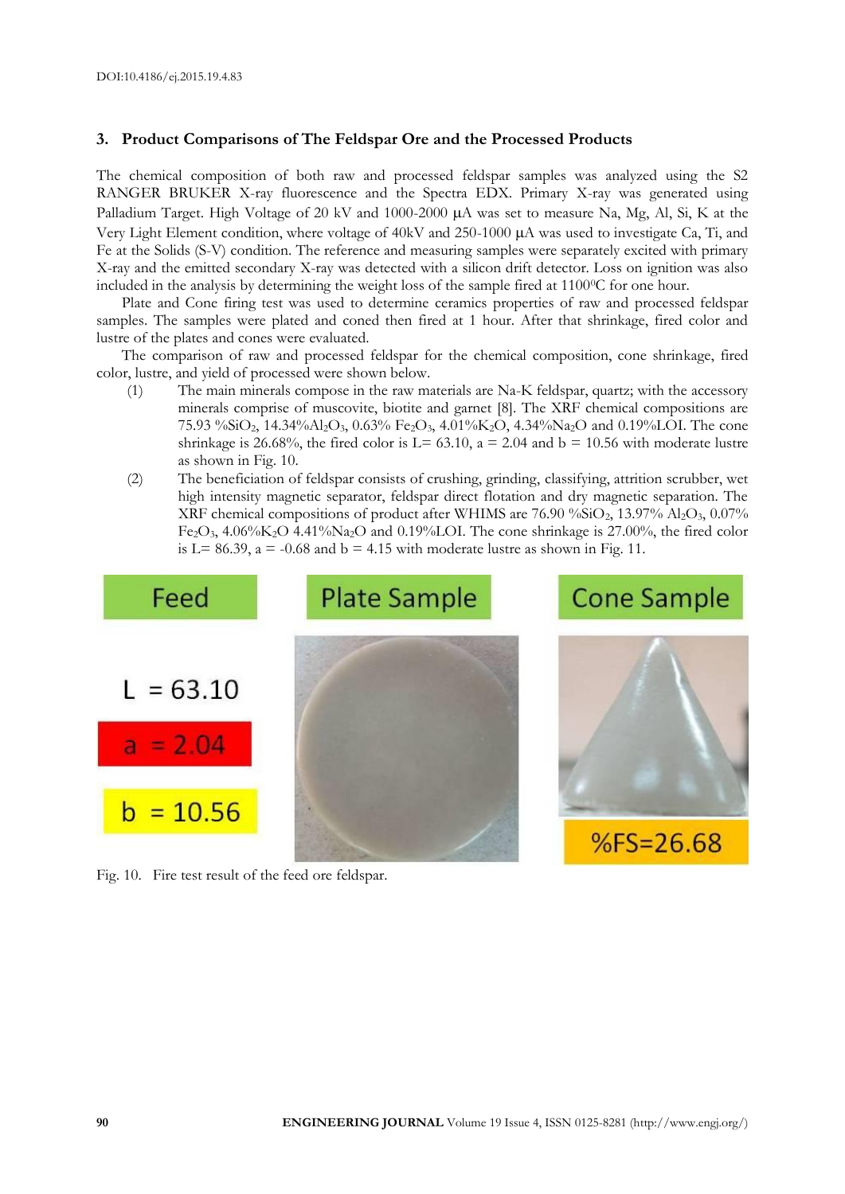## 3. Product Comparisons of The Feldspar Ore and the Processed Products

The chemical composition of both raw and processed feldspar samples was analyzed using the S2 RANGER BRUKER X-ray fluorescence and the Spectra EDX. Primary X-ray was generated using Palladium Target. High Voltage of 20 kV and 1000-2000 μA was set to measure Na, Mg, Al, Si, K at the Very Light Element condition, where voltage of 40kV and 250-1000 μA was used to investigate Ca, Ti, and Fe at the Solids (S-V) condition. The reference and measuring samples were separately excited with primary X-ray and the emitted secondary X-ray was detected with a silicon drift detector. Loss on ignition was also included in the analysis by determining the weight loss of the sample fired at 1100$^0$C for one hour.

Plate and Cone firing test was used to determine ceramics properties of raw and processed feldspar samples. The samples were plated and coned then fired at 1 hour. After that shrinkage, fired color and lustre of the plates and cones were evaluated.

The comparison of raw and processed feldspar for the chemical composition, cone shrinkage, fired color, lustre, and yield of processed were shown below.

(1) The main minerals compose in the raw materials are Na-K feldspar, quartz; with the accessory minerals comprise of muscovite, biotite and garnet [8]. The XRF chemical compositions are 75.93 %$SiO_2$, 14.34%$Al_2O_3$, 0.63% $Fe_2O_3$, 4.01%$K_2O$, 4.34%$Na_2O$ and 0.19%LOI. The cone shrinkage is 26.68%, the fired color is L= 63.10, a = 2.04 and b = 10.56 with moderate lustre as shown in Fig. 10.

(2) The beneficiation of feldspar consists of crushing, grinding, classifying, attrition scrubber, wet high intensity magnetic separator, feldspar direct flotation and dry magnetic separation. The XRF chemical compositions of product after WHIMS are 76.90 %$SiO_2$, 13.97% $Al_2O_3$, 0.07% $Fe_2O_3$, 4.06%$K_2O$ 4.41%$Na_2O$ and 0.19%LOI. The cone shrinkage is 27.00%, the fired color is L= 86.39, a = -0.68 and b = 4.15 with moderate lustre as shown in Fig. 11.

Feed | Plate Sample | Cone Sample

L = 63.10

a = 2.04

b = 10.56

%FS=26.68

Fig. 10. Fire test result of the feed ore feldspar.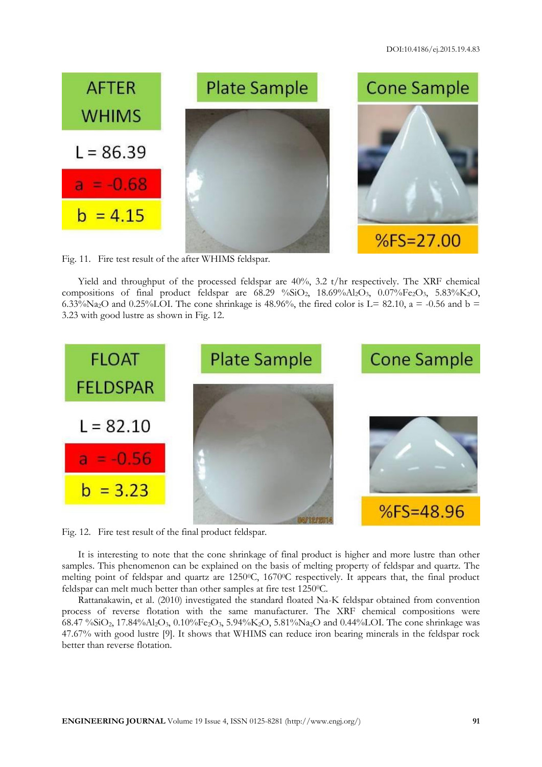Fig. 11. Fire test result of the after WHIMS feldspar.

Yield and throughput of the processed feldspar are 40%, 3.2 t/hr respectively. The XRF chemical compositions of final product feldspar are 68.29 $\%SiO_2$, 18.69$\%Al_2O_3$, 0.07$\%Fe_2O_3$, 5.83$\%K_2O$, 6.33$\%Na_2O$ and 0.25%LOI. The cone shrinkage is 48.96%, the fired color is L= 82.10, a = -0.56 and b = 3.23 with good lustre as shown in Fig. 12.

Fig. 12. Fire test result of the final product feldspar.

It is interesting to note that the cone shrinkage of final product is higher and more lustre than other samples. This phenomenon can be explained on the basis of melting property of feldspar and quartz. The melting point of feldspar and quartz are 1250°C, 1670°C respectively. It appears that, the final product feldspar can melt much better than other samples at fire test 1250°C.

Rattanakawin, et al. (2010) investigated the standard floated Na-K feldspar obtained from convention process of reverse flotation with the same manufacturer. The XRF chemical compositions were 68.47 $\%SiO_2$, 17.84$\%Al_2O_3$, 0.10$\%Fe_2O_3$, 5.94$\%K_2O$, 5.81$\%Na_2O$ and 0.44%LOI. The cone shrinkage was 47.67% with good lustre [9]. It shows that WHIMS can reduce iron bearing minerals in the feldspar rock better than reverse flotation.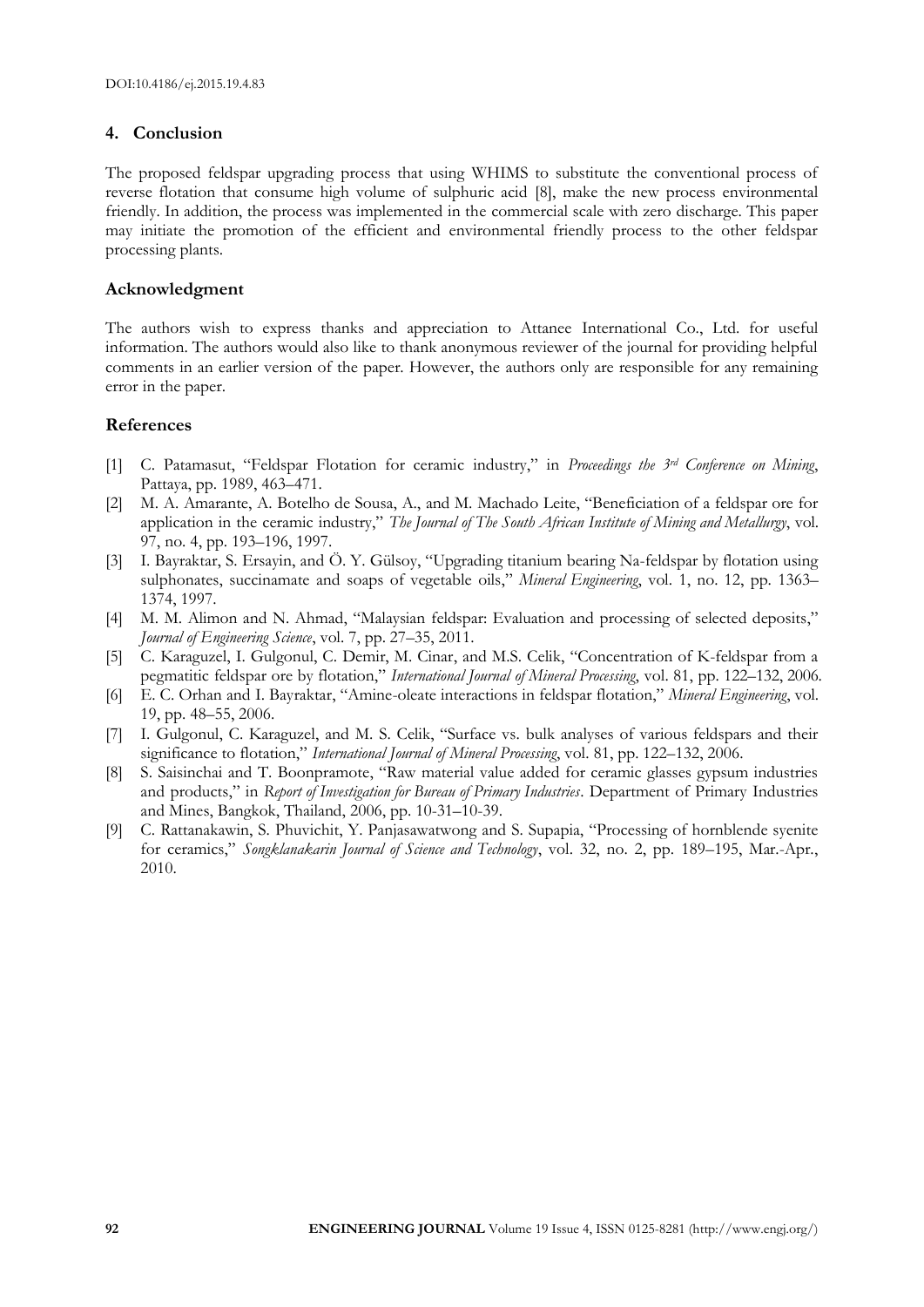## 4. Conclusion

The proposed feldspar upgrading process that using WHIMS to substitute the conventional process of reverse flotation that consume high volume of sulphuric acid [8], make the new process environmental friendly. In addition, the process was implemented in the commercial scale with zero discharge. This paper may initiate the promotion of the efficient and environmental friendly process to the other feldspar processing plants.

## Acknowledgment

The authors wish to express thanks and appreciation to Attanee International Co., Ltd. for useful information. The authors would also like to thank anonymous reviewer of the journal for providing helpful comments in an earlier version of the paper. However, the authors only are responsible for any remaining error in the paper.

## References

[1] C. Patamasut, "Feldspar Flotation for ceramic industry," in *Proceedings the 3rd Conference on Mining*, Pattaya, pp. 1989, 463–471.

[2] M. A. Amarante, A. Botelho de Sousa, A., and M. Machado Leite, "Beneficiation of a feldspar ore for application in the ceramic industry," *The Journal of The South African Institute of Mining and Metallurgy*, vol. 97, no. 4, pp. 193–196, 1997.

[3] I. Bayraktar, S. Ersayin, and Ö. Y. Gülsoy, "Upgrading titanium bearing Na-feldspar by flotation using sulphonates, succinamate and soaps of vegetable oils," *Mineral Engineering*, vol. 1, no. 12, pp. 1363–1374, 1997.

[4] M. M. Alimon and N. Ahmad, "Malaysian feldspar: Evaluation and processing of selected deposits," *Journal of Engineering Science*, vol. 7, pp. 27–35, 2011.

[5] C. Karaguzel, I. Gulgonul, C. Demir, M. Cinar, and M.S. Celik, "Concentration of K-feldspar from a pegmatitic feldspar ore by flotation," *International Journal of Mineral Processing*, vol. 81, pp. 122–132, 2006.

[6] E. C. Orhan and I. Bayraktar, "Amine-oleate interactions in feldspar flotation," *Mineral Engineering*, vol. 19, pp. 48–55, 2006.

[7] I. Gulgonul, C. Karaguzel, and M. S. Celik, "Surface vs. bulk analyses of various feldspars and their significance to flotation," *International Journal of Mineral Processing*, vol. 81, pp. 122–132, 2006.

[8] S. Saisinchai and T. Boonpramote, "Raw material value added for ceramic glasses gypsum industries and products," in *Report of Investigation for Bureau of Primary Industries*. Department of Primary Industries and Mines, Bangkok, Thailand, 2006, pp. 10-31–10-39.

[9] C. Rattanakawin, S. Phuvichit, Y. Panjasawatwong and S. Supapia, "Processing of hornblende syenite for ceramics," *Songklanakarin Journal of Science and Technology*, vol. 32, no. 2, pp. 189–195, Mar.-Apr., 2010.